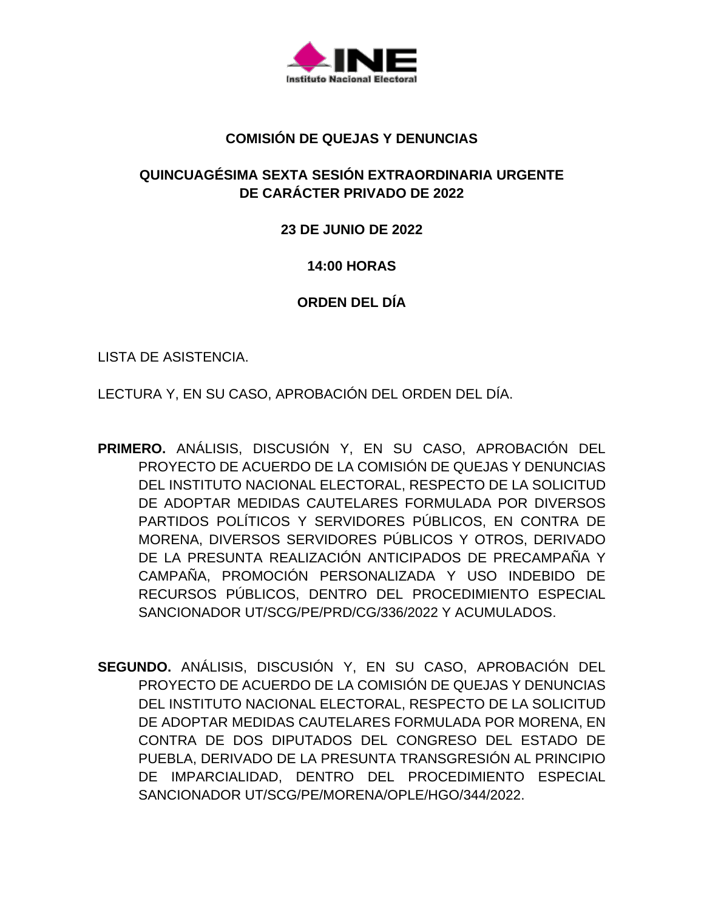**INE**
Instituto Nacional Electoral

## COMISIÓN DE QUEJAS Y DENUNCIAS

## QUINCUAGÉSIMA SEXTA SESIÓN EXTRAORDINARIA URGENTE DE CARÁCTER PRIVADO DE 2022

**23 DE JUNIO DE 2022**

**14:00 HORAS**

**ORDEN DEL DÍA**

LISTA DE ASISTENCIA.

LECTURA Y, EN SU CASO, APROBACIÓN DEL ORDEN DEL DÍA.

**PRIMERO.** ANÁLISIS, DISCUSIÓN Y, EN SU CASO, APROBACIÓN DEL PROYECTO DE ACUERDO DE LA COMISIÓN DE QUEJAS Y DENUNCIAS DEL INSTITUTO NACIONAL ELECTORAL, RESPECTO DE LA SOLICITUD DE ADOPTAR MEDIDAS CAUTELARES FORMULADA POR DIVERSOS PARTIDOS POLÍTICOS Y SERVIDORES PÚBLICOS, EN CONTRA DE MORENA, DIVERSOS SERVIDORES PÚBLICOS Y OTROS, DERIVADO DE LA PRESUNTA REALIZACIÓN ANTICIPADOS DE PRECAMPAÑA Y CAMPAÑA, PROMOCIÓN PERSONALIZADA Y USO INDEBIDO DE RECURSOS PÚBLICOS, DENTRO DEL PROCEDIMIENTO ESPECIAL SANCIONADOR UT/SCG/PE/PRD/CG/336/2022 Y ACUMULADOS.

**SEGUNDO.** ANÁLISIS, DISCUSIÓN Y, EN SU CASO, APROBACIÓN DEL PROYECTO DE ACUERDO DE LA COMISIÓN DE QUEJAS Y DENUNCIAS DEL INSTITUTO NACIONAL ELECTORAL, RESPECTO DE LA SOLICITUD DE ADOPTAR MEDIDAS CAUTELARES FORMULADA POR MORENA, EN CONTRA DE DOS DIPUTADOS DEL CONGRESO DEL ESTADO DE PUEBLA, DERIVADO DE LA PRESUNTA TRANSGRESIÓN AL PRINCIPIO DE IMPARCIALIDAD, DENTRO DEL PROCEDIMIENTO ESPECIAL SANCIONADOR UT/SCG/PE/MORENA/OPLE/HGO/344/2022.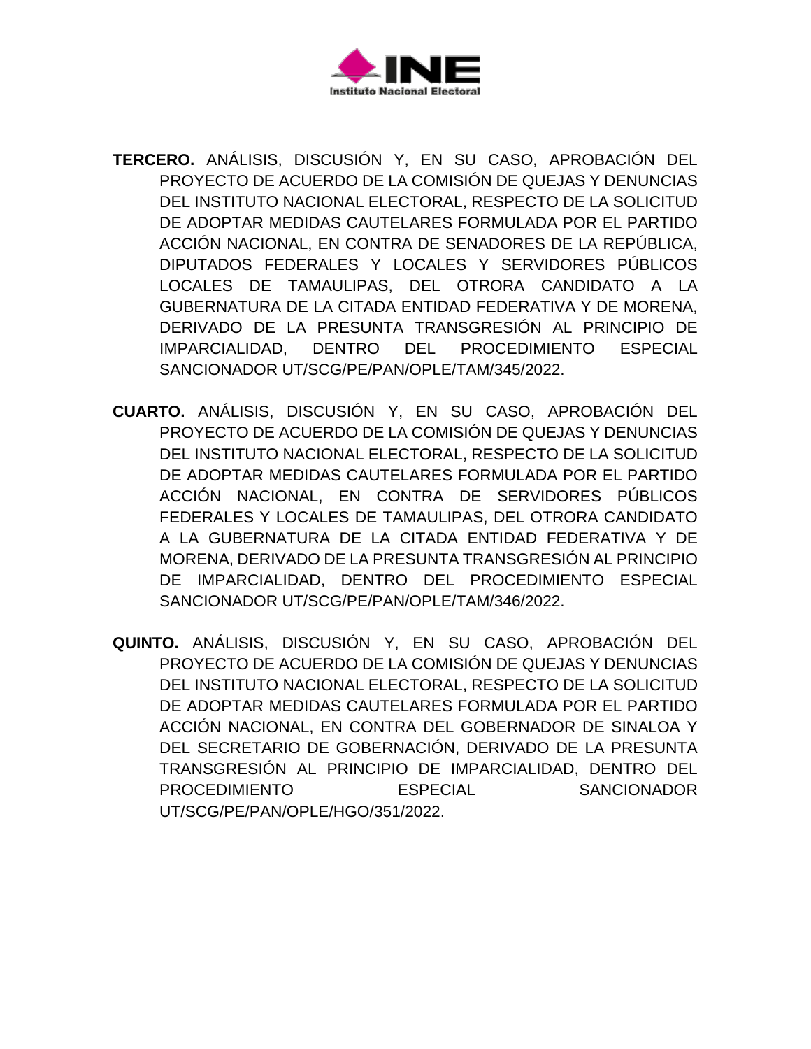**TERCERO.** ANÁLISIS, DISCUSIÓN Y, EN SU CASO, APROBACIÓN DEL PROYECTO DE ACUERDO DE LA COMISIÓN DE QUEJAS Y DENUNCIAS DEL INSTITUTO NACIONAL ELECTORAL, RESPECTO DE LA SOLICITUD DE ADOPTAR MEDIDAS CAUTELARES FORMULADA POR EL PARTIDO ACCIÓN NACIONAL, EN CONTRA DE SENADORES DE LA REPÚBLICA, DIPUTADOS FEDERALES Y LOCALES Y SERVIDORES PÚBLICOS LOCALES DE TAMAULIPAS, DEL OTRORA CANDIDATO A LA GUBERNATURA DE LA CITADA ENTIDAD FEDERATIVA Y DE MORENA, DERIVADO DE LA PRESUNTA TRANSGRESIÓN AL PRINCIPIO DE IMPARCIALIDAD, DENTRO DEL PROCEDIMIENTO ESPECIAL SANCIONADOR UT/SCG/PE/PAN/OPLE/TAM/345/2022.

**CUARTO.** ANÁLISIS, DISCUSIÓN Y, EN SU CASO, APROBACIÓN DEL PROYECTO DE ACUERDO DE LA COMISIÓN DE QUEJAS Y DENUNCIAS DEL INSTITUTO NACIONAL ELECTORAL, RESPECTO DE LA SOLICITUD DE ADOPTAR MEDIDAS CAUTELARES FORMULADA POR EL PARTIDO ACCIÓN NACIONAL, EN CONTRA DE SERVIDORES PÚBLICOS FEDERALES Y LOCALES DE TAMAULIPAS, DEL OTRORA CANDIDATO A LA GUBERNATURA DE LA CITADA ENTIDAD FEDERATIVA Y DE MORENA, DERIVADO DE LA PRESUNTA TRANSGRESIÓN AL PRINCIPIO DE IMPARCIALIDAD, DENTRO DEL PROCEDIMIENTO ESPECIAL SANCIONADOR UT/SCG/PE/PAN/OPLE/TAM/346/2022.

**QUINTO.** ANÁLISIS, DISCUSIÓN Y, EN SU CASO, APROBACIÓN DEL PROYECTO DE ACUERDO DE LA COMISIÓN DE QUEJAS Y DENUNCIAS DEL INSTITUTO NACIONAL ELECTORAL, RESPECTO DE LA SOLICITUD DE ADOPTAR MEDIDAS CAUTELARES FORMULADA POR EL PARTIDO ACCIÓN NACIONAL, EN CONTRA DEL GOBERNADOR DE SINALOA Y DEL SECRETARIO DE GOBERNACIÓN, DERIVADO DE LA PRESUNTA TRANSGRESIÓN AL PRINCIPIO DE IMPARCIALIDAD, DENTRO DEL PROCEDIMIENTO ESPECIAL SANCIONADOR UT/SCG/PE/PAN/OPLE/HGO/351/2022.